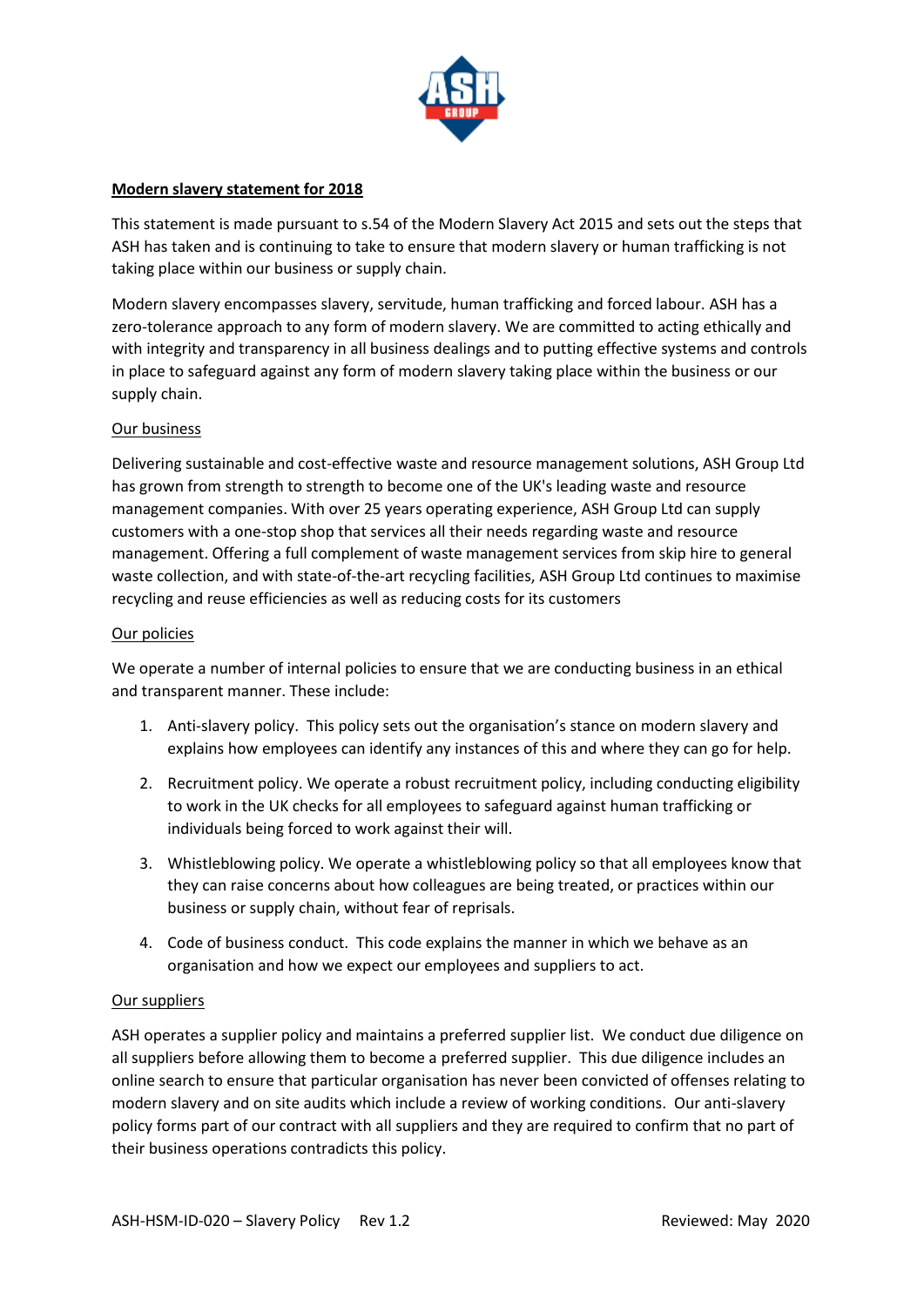## Modern slavery statement for 2018

This statement is made pursuant to s.54 of the Modern Slavery Act 2015 and sets out the steps that ASH has taken and is continuing to take to ensure that modern slavery or human trafficking is not taking place within our business or supply chain.

Modern slavery encompasses slavery, servitude, human trafficking and forced labour. ASH has a zero-tolerance approach to any form of modern slavery. We are committed to acting ethically and with integrity and transparency in all business dealings and to putting effective systems and controls in place to safeguard against any form of modern slavery taking place within the business or our supply chain.

### Our business

Delivering sustainable and cost-effective waste and resource management solutions, ASH Group Ltd has grown from strength to strength to become one of the UK's leading waste and resource management companies. With over 25 years operating experience, ASH Group Ltd can supply customers with a one-stop shop that services all their needs regarding waste and resource management. Offering a full complement of waste management services from skip hire to general waste collection, and with state-of-the-art recycling facilities, ASH Group Ltd continues to maximise recycling and reuse efficiencies as well as reducing costs for its customers

### Our policies

We operate a number of internal policies to ensure that we are conducting business in an ethical and transparent manner. These include:

1. Anti-slavery policy. This policy sets out the organisation's stance on modern slavery and explains how employees can identify any instances of this and where they can go for help.
2. Recruitment policy. We operate a robust recruitment policy, including conducting eligibility to work in the UK checks for all employees to safeguard against human trafficking or individuals being forced to work against their will.
3. Whistleblowing policy. We operate a whistleblowing policy so that all employees know that they can raise concerns about how colleagues are being treated, or practices within our business or supply chain, without fear of reprisals.
4. Code of business conduct. This code explains the manner in which we behave as an organisation and how we expect our employees and suppliers to act.

### Our suppliers

ASH operates a supplier policy and maintains a preferred supplier list. We conduct due diligence on all suppliers before allowing them to become a preferred supplier. This due diligence includes an online search to ensure that particular organisation has never been convicted of offenses relating to modern slavery and on site audits which include a review of working conditions. Our anti-slavery policy forms part of our contract with all suppliers and they are required to confirm that no part of their business operations contradicts this policy.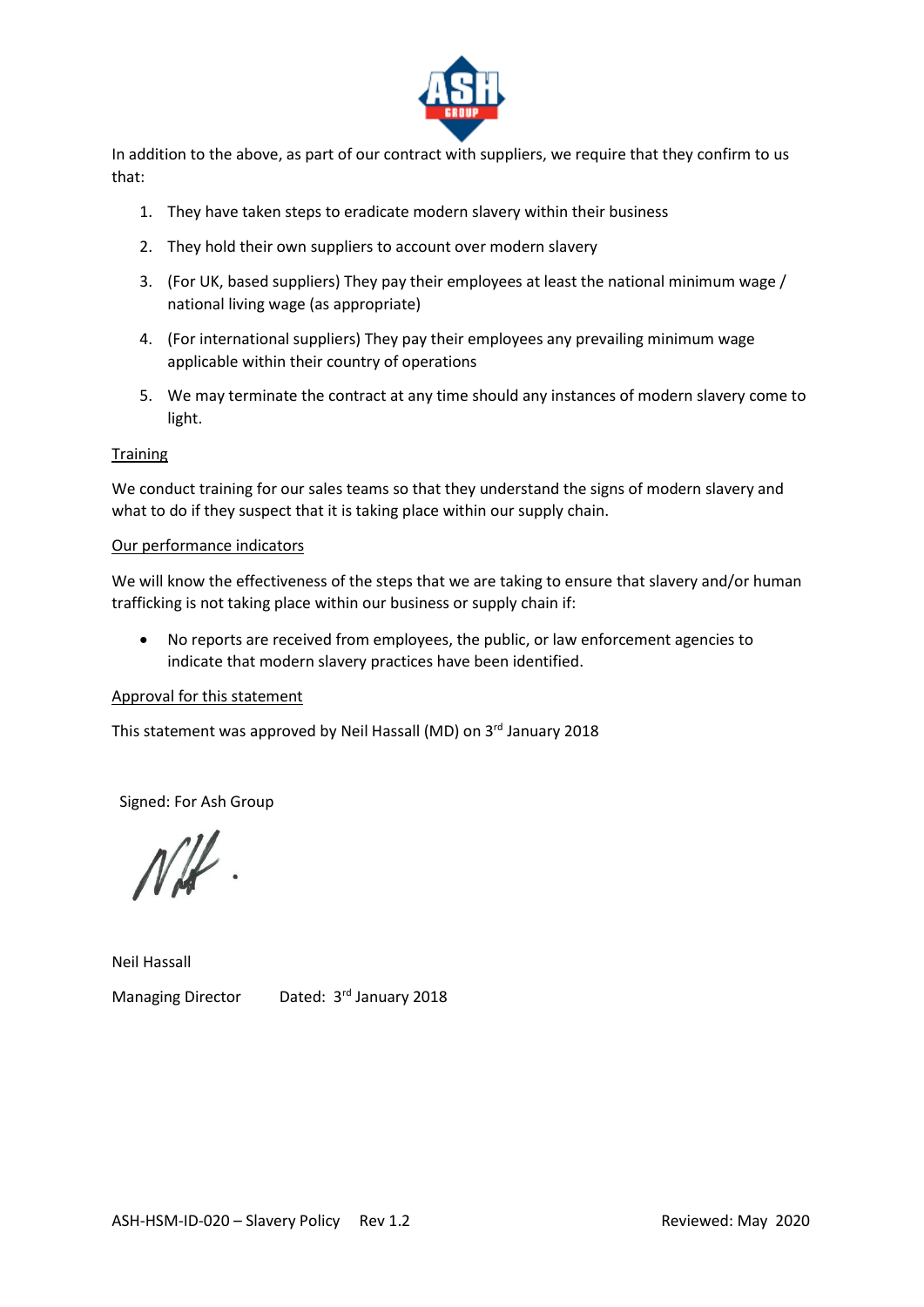In addition to the above, as part of our contract with suppliers, we require that they confirm to us that:

1. They have taken steps to eradicate modern slavery within their business
2. They hold their own suppliers to account over modern slavery
3. (For UK, based suppliers) They pay their employees at least the national minimum wage / national living wage (as appropriate)
4. (For international suppliers) They pay their employees any prevailing minimum wage applicable within their country of operations
5. We may terminate the contract at any time should any instances of modern slavery come to light.

Training

We conduct training for our sales teams so that they understand the signs of modern slavery and what to do if they suspect that it is taking place within our supply chain.

Our performance indicators

We will know the effectiveness of the steps that we are taking to ensure that slavery and/or human trafficking is not taking place within our business or supply chain if:

- No reports are received from employees, the public, or law enforcement agencies to indicate that modern slavery practices have been identified.

Approval for this statement

This statement was approved by Neil Hassall (MD) on 3rd January 2018

Signed: For Ash Group

Neil Hassall

Managing Director Dated: 3rd January 2018

ASH-HSM-ID-020 – Slavery Policy Rev 1.2 Reviewed: May 2020